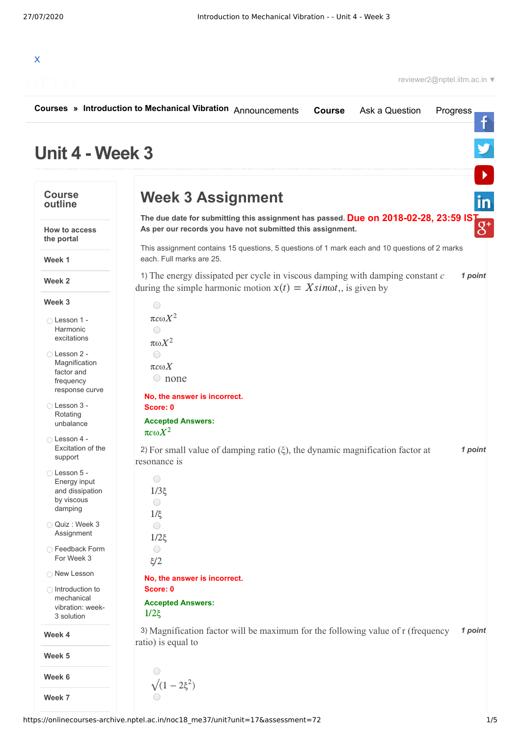# Unit 4 - Week 3

## Week 3 Assignment

**The due date for submitting this assignment has passed.** Due on 2018-02-28, 23:59 IST.
**As per our records you have not submitted this assignment.**

This assignment contains 15 questions, 5 questions of 1 mark each and 10 questions of 2 marks each. Full marks are 25.

1) The energy dissipated per cycle in viscous damping with damping constant $c$ during the simple harmonic motion $x(t) = X sin\omega t$,, is given by *1 point*

- $\pi c \omega X^2$
- $\pi \omega X^2$
- $\pi c \omega X$
- none

**No, the answer is incorrect.**
**Score: 0**

**Accepted Answers:**
$\pi c \omega X^2$

2) For small value of damping ratio ($\xi$), the dynamic magnification factor at resonance is *1 point*

- $1/3\xi$
- $1/\xi$
- $1/2\xi$
- $\xi/2$

**No, the answer is incorrect.**
**Score: 0**

**Accepted Answers:**
$1/2\xi$

3) Magnification factor will be maximum for the following value of r (frequency ratio) is equal to *1 point*

- $\sqrt{(1-2\xi^2)}$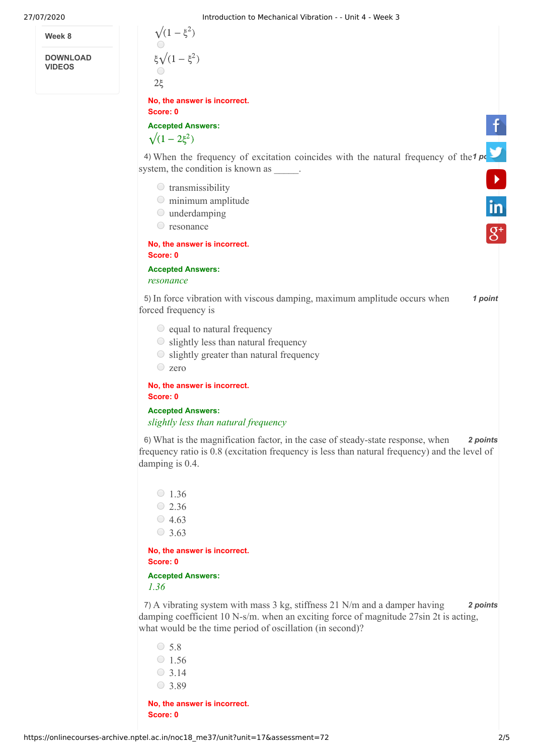Week 8

DOWNLOAD VIDEOS

$\sqrt{(1-\xi^2)}$

$\xi\sqrt{(1-\xi^2)}$

$2\xi$

**No, the answer is incorrect.**
**Score: 0**

**Accepted Answers:**
$\sqrt{(1-2\xi^2)}$

4) When the frequency of excitation coincides with the natural frequency of the system, the condition is known as _____. *1 point*

- transmissibility
- minimum amplitude
- underdamping
- resonance

**No, the answer is incorrect.**
**Score: 0**

**Accepted Answers:**
*resonance*

5) In force vibration with viscous damping, maximum amplitude occurs when forced frequency is *1 point*

- equal to natural frequency
- slightly less than natural frequency
- slightly greater than natural frequency
- zero

**No, the answer is incorrect.**
**Score: 0**

**Accepted Answers:**
*slightly less than natural frequency*

6) What is the magnification factor, in the case of steady-state response, when frequency ratio is 0.8 (excitation frequency is less than natural frequency) and the level of damping is 0.4. *2 points*

- 1.36
- 2.36
- 4.63
- 3.63

**No, the answer is incorrect.**
**Score: 0**

**Accepted Answers:**
*1.36*

7) A vibrating system with mass 3 kg, stiffness 21 N/m and a damper having damping coefficient 10 N-s/m. when an exciting force of magnitude 27sin 2t is acting, what would be the time period of oscillation (in second)? *2 points*

- 5.8
- 1.56
- 3.14
- 3.89

**No, the answer is incorrect.**
**Score: 0**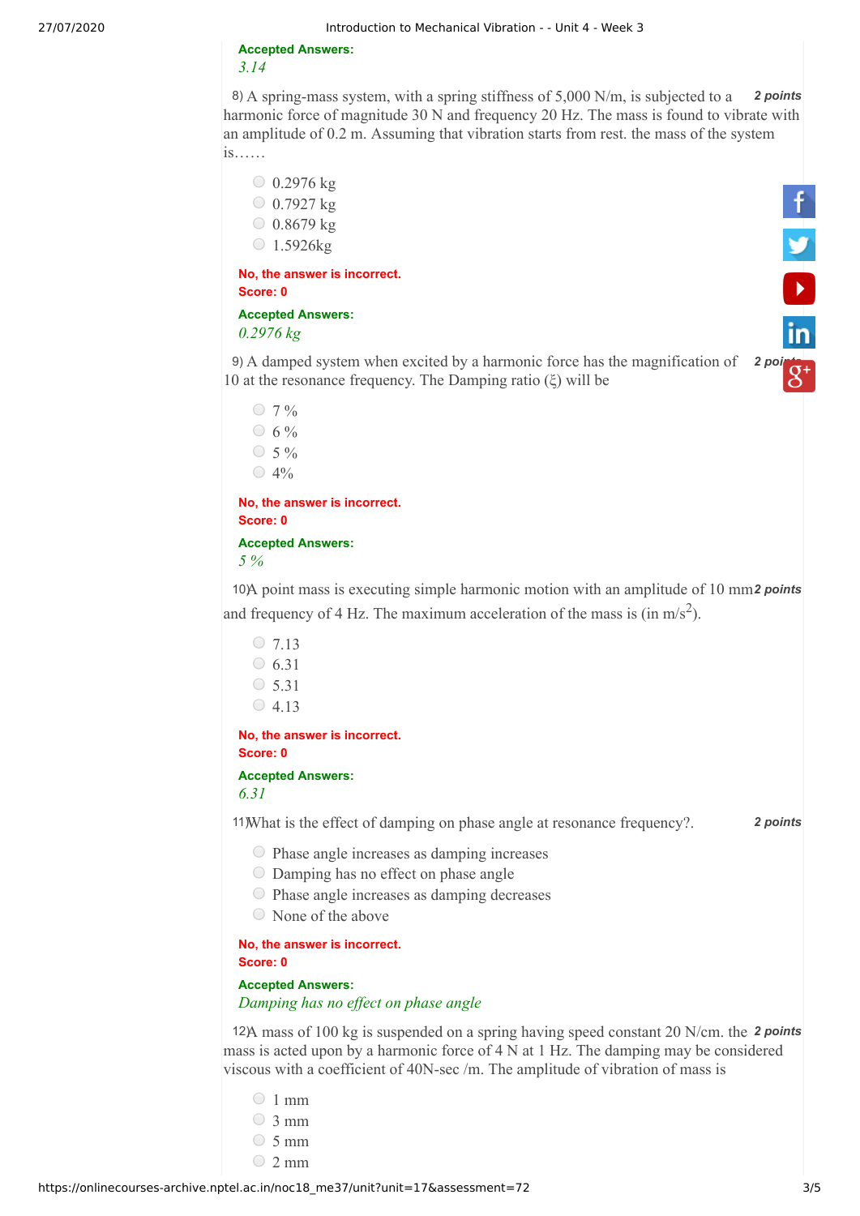**Accepted Answers:**
*3.14*

8) A spring-mass system, with a spring stiffness of 5,000 N/m, is subjected to a harmonic force of magnitude 30 N and frequency 20 Hz. The mass is found to vibrate with an amplitude of 0.2 m. Assuming that vibration starts from rest. the mass of the system is…… **2 points**

- 0.2976 kg
- 0.7927 kg
- 0.8679 kg
- 1.5926kg

**No, the answer is incorrect.**
**Score: 0**

**Accepted Answers:**
*0.2976 kg*

9) A damped system when excited by a harmonic force has the magnification of 10 at the resonance frequency. The Damping ratio ($\xi$) will be **2 points**

- 7 %
- 6 %
- 5 %
- 4%

**No, the answer is incorrect.**
**Score: 0**

**Accepted Answers:**
*5 %*

10) A point mass is executing simple harmonic motion with an amplitude of 10 mm and frequency of 4 Hz. The maximum acceleration of the mass is (in $m/s^2$). **2 points**

- 7.13
- 6.31
- 5.31
- 4.13

**No, the answer is incorrect.**
**Score: 0**

**Accepted Answers:**
*6.31*

11) What is the effect of damping on phase angle at resonance frequency?. **2 points**

- Phase angle increases as damping increases
- Damping has no effect on phase angle
- Phase angle increases as damping decreases
- None of the above

**No, the answer is incorrect.**
**Score: 0**

**Accepted Answers:**
*Damping has no effect on phase angle*

12) A mass of 100 kg is suspended on a spring having speed constant 20 N/cm. the mass is acted upon by a harmonic force of 4 N at 1 Hz. The damping may be considered viscous with a coefficient of 40N-sec /m. The amplitude of vibration of mass is **2 points**

- 1 mm
- 3 mm
- 5 mm
- 2 mm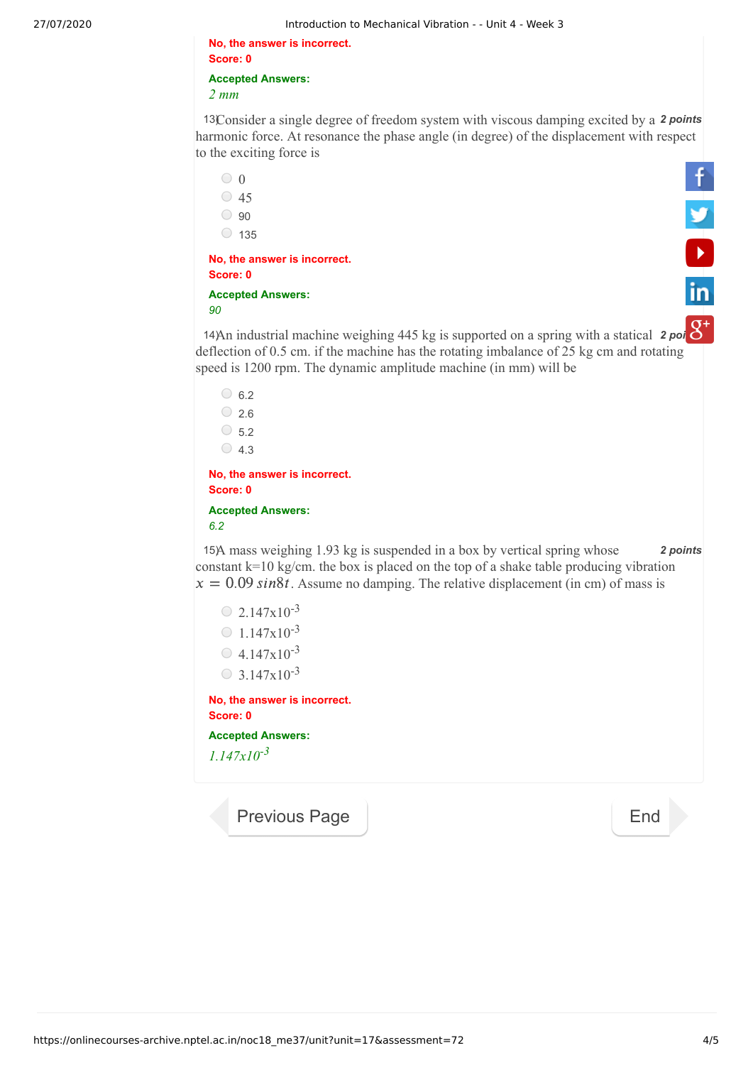No, the answer is incorrect.
Score: 0

**Accepted Answers:**
*2 mm*

13) Consider a single degree of freedom system with viscous damping excited by a harmonic force. At resonance the phase angle (in degree) of the displacement with respect to the exciting force is *2 points*

- 0
- 45
- 90
- 135

No, the answer is incorrect.
Score: 0

**Accepted Answers:**
*90*

14) An industrial machine weighing 445 kg is supported on a spring with a statical deflection of 0.5 cm. if the machine has the rotating imbalance of 25 kg cm and rotating speed is 1200 rpm. The dynamic amplitude machine (in mm) will be *2 points*

- 6.2
- 2.6
- 5.2
- 4.3

No, the answer is incorrect.
Score: 0

**Accepted Answers:**
*6.2*

15) A mass weighing 1.93 kg is suspended in a box by vertical spring whose constant k=10 kg/cm. the box is placed on the top of a shake table producing vibration $x = 0.09\, sin8t$. Assume no damping. The relative displacement (in cm) of mass is *2 points*

- $2.147 \times 10^{-3}$
- $1.147 \times 10^{-3}$
- $4.147 \times 10^{-3}$
- $3.147 \times 10^{-3}$

No, the answer is incorrect.
Score: 0

**Accepted Answers:**
*$1.147 \times 10^{-3}$*

Previous Page | End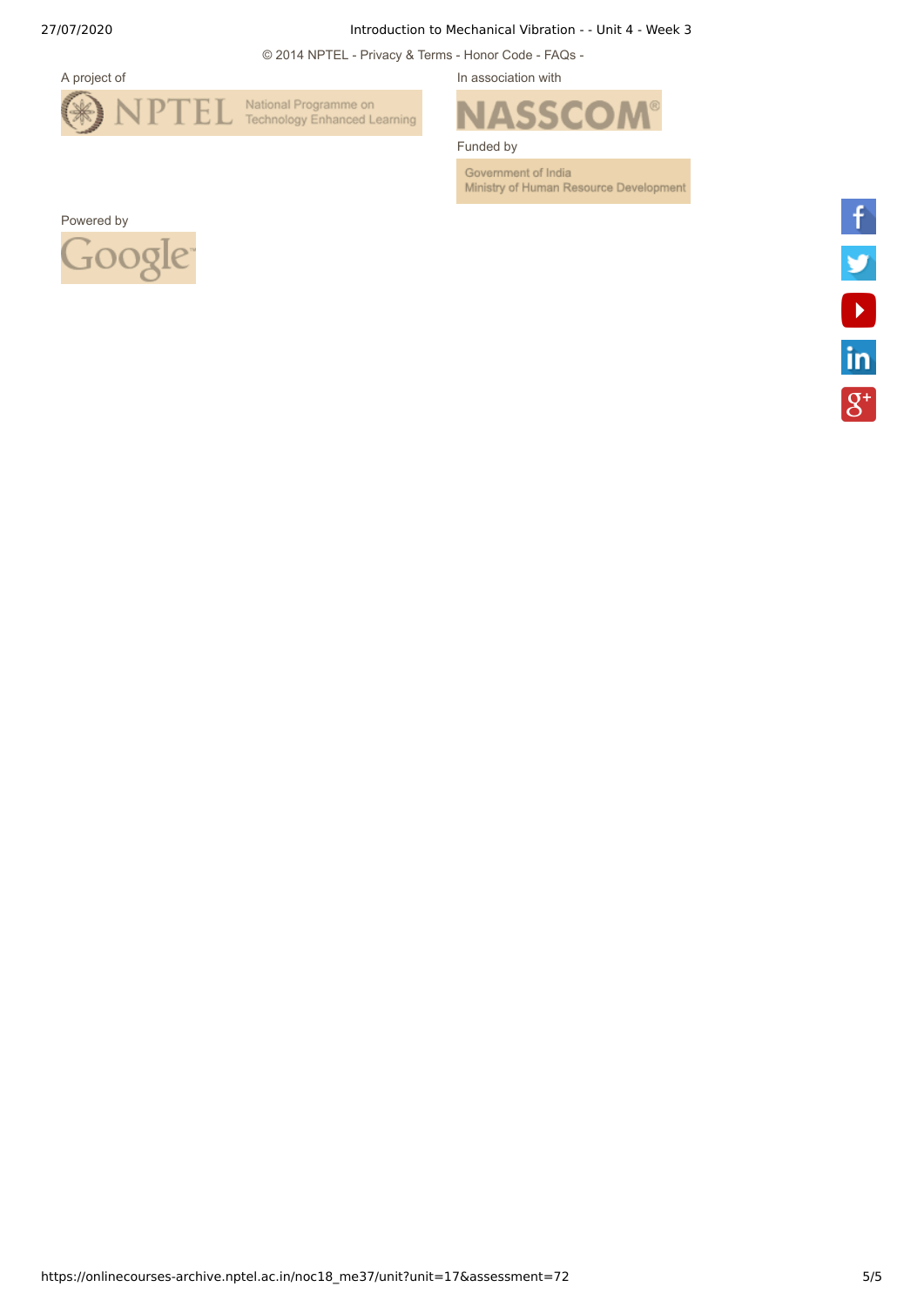© 2014 NPTEL - Privacy & Terms - Honor Code - FAQs -

A project of

NPTEL National Programme on Technology Enhanced Learning

In association with

NASSCOM®

Funded by

Government of India
Ministry of Human Resource Development

Powered by

Google